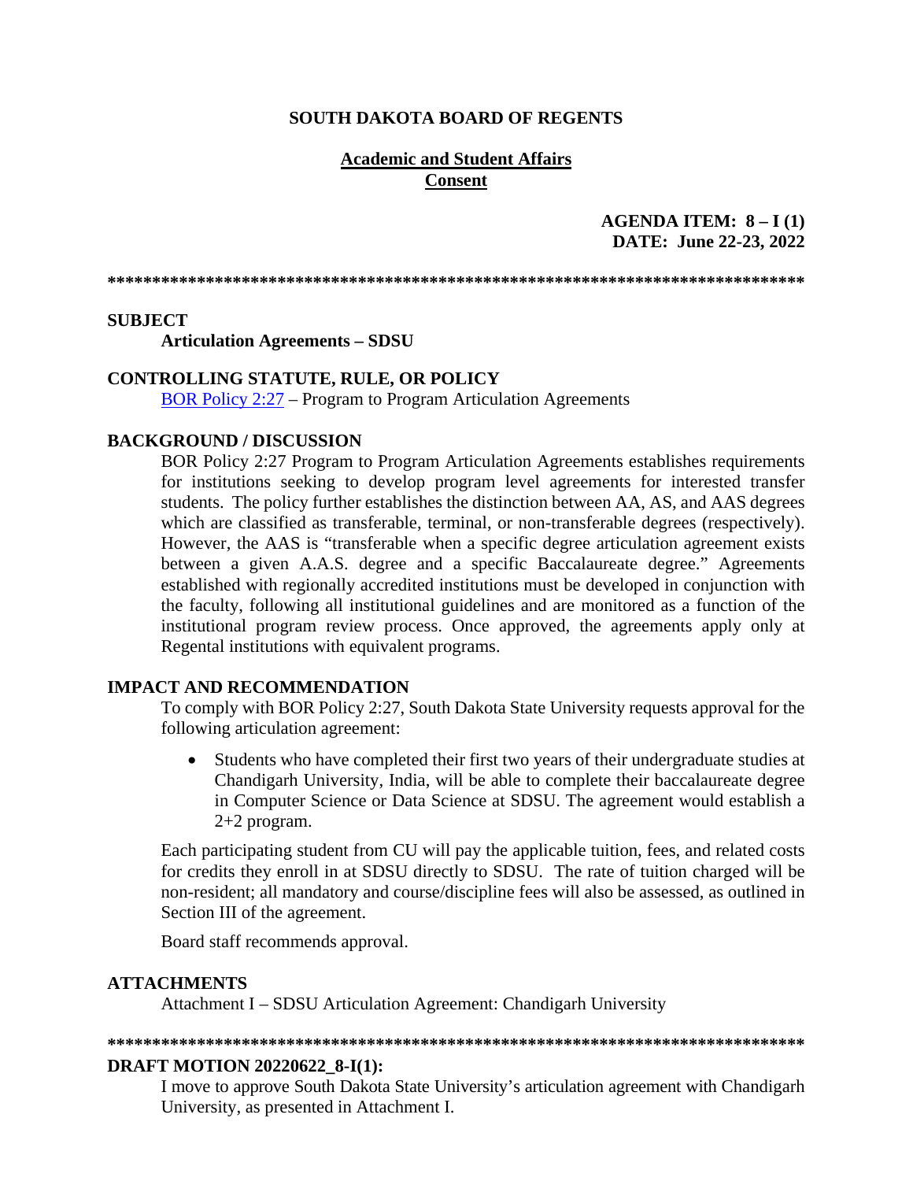**SOUTH DAKOTA BOARD OF REGENTS**

**Academic and Student Affairs**
**Consent**

**AGENDA ITEM: 8 – I (1)**
**DATE: June 22-23, 2022**

******************************************************************************

**SUBJECT**

**Articulation Agreements – SDSU**

**CONTROLLING STATUTE, RULE, OR POLICY**

BOR Policy 2:27 – Program to Program Articulation Agreements

**BACKGROUND / DISCUSSION**

BOR Policy 2:27 Program to Program Articulation Agreements establishes requirements for institutions seeking to develop program level agreements for interested transfer students. The policy further establishes the distinction between AA, AS, and AAS degrees which are classified as transferable, terminal, or non-transferable degrees (respectively). However, the AAS is "transferable when a specific degree articulation agreement exists between a given A.A.S. degree and a specific Baccalaureate degree." Agreements established with regionally accredited institutions must be developed in conjunction with the faculty, following all institutional guidelines and are monitored as a function of the institutional program review process. Once approved, the agreements apply only at Regental institutions with equivalent programs.

**IMPACT AND RECOMMENDATION**

To comply with BOR Policy 2:27, South Dakota State University requests approval for the following articulation agreement:

- Students who have completed their first two years of their undergraduate studies at Chandigarh University, India, will be able to complete their baccalaureate degree in Computer Science or Data Science at SDSU. The agreement would establish a 2+2 program.

Each participating student from CU will pay the applicable tuition, fees, and related costs for credits they enroll in at SDSU directly to SDSU. The rate of tuition charged will be non-resident; all mandatory and course/discipline fees will also be assessed, as outlined in Section III of the agreement.

Board staff recommends approval.

**ATTACHMENTS**

Attachment I – SDSU Articulation Agreement: Chandigarh University

******************************************************************************

**DRAFT MOTION 20220622_8-I(1):**

I move to approve South Dakota State University's articulation agreement with Chandigarh University, as presented in Attachment I.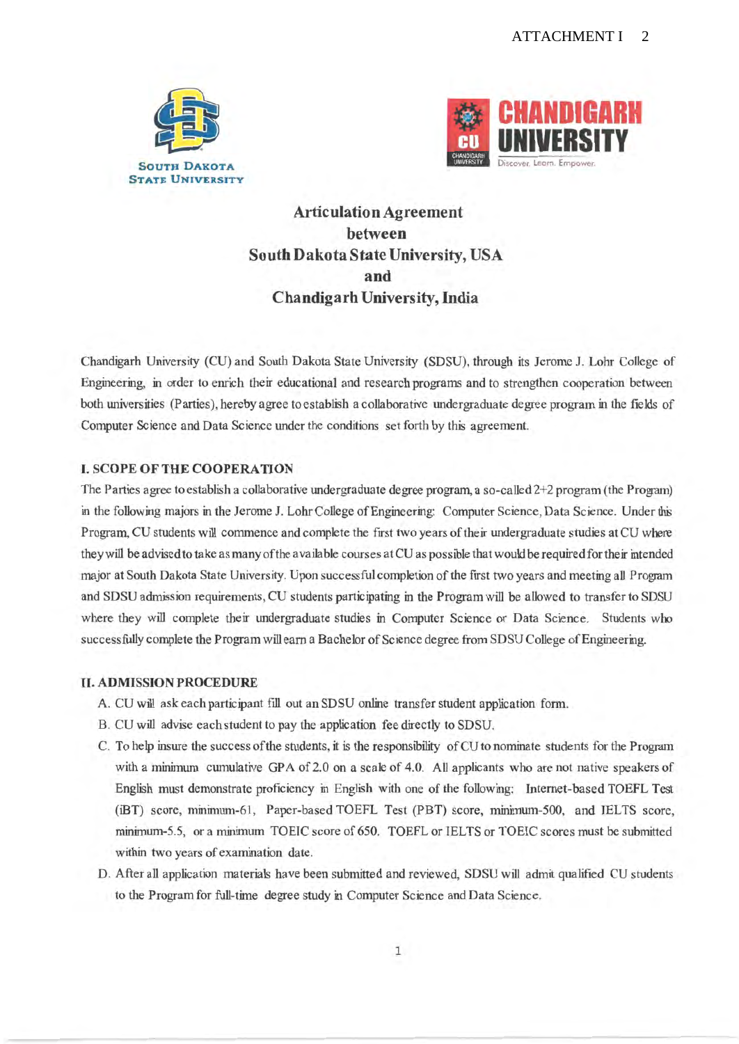# Articulation Agreement between South Dakota State University, USA and Chandigarh University, India

Chandigarh University (CU) and South Dakota State University (SDSU), through its Jerome J. Lohr College of Engineering, in order to enrich their educational and research programs and to strengthen cooperation between both universities (Parties), hereby agree to establish a collaborative undergraduate degree program in the fields of Computer Science and Data Science under the conditions set forth by this agreement.

## I. SCOPE OF THE COOPERATION

The Parties agree to establish a collaborative undergraduate degree program, a so-called 2+2 program (the Program) in the following majors in the Jerome J. Lohr College of Engineering: Computer Science, Data Science. Under this Program, CU students will commence and complete the first two years of their undergraduate studies at CU where they will be advised to take as many of the available courses at CU as possible that would be required for their intended major at South Dakota State University. Upon successful completion of the first two years and meeting all Program and SDSU admission requirements, CU students participating in the Program will be allowed to transfer to SDSU where they will complete their undergraduate studies in Computer Science or Data Science. Students who successfully complete the Program will earn a Bachelor of Science degree from SDSU College of Engineering.

## II. ADMISSION PROCEDURE

A. CU will ask each participant fill out an SDSU online transfer student application form.

B. CU will advise each student to pay the application fee directly to SDSU.

C. To help insure the success of the students, it is the responsibility of CU to nominate students for the Program with a minimum cumulative GPA of 2.0 on a scale of 4.0. All applicants who are not native speakers of English must demonstrate proficiency in English with one of the following: Internet-based TOEFL Test (iBT) score, minimum-61, Paper-based TOEFL Test (PBT) score, minimum-500, and IELTS score, minimum-5.5, or a minimum TOEIC score of 650. TOEFL or IELTS or TOEIC scores must be submitted within two years of examination date.

D. After all application materials have been submitted and reviewed, SDSU will admit qualified CU students to the Program for full-time degree study in Computer Science and Data Science.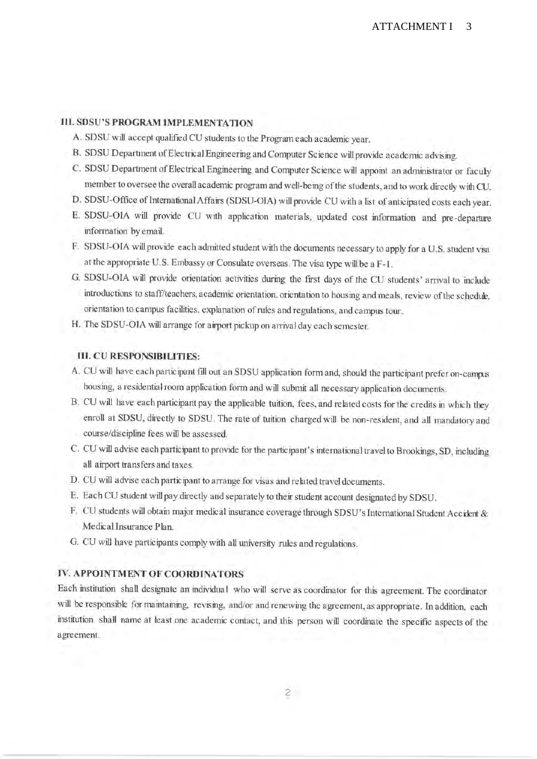## III. SDSU'S PROGRAM IMPLEMENTATION

A. SDSU will accept qualified CU students to the Program each academic year.

B. SDSU Department of Electrical Engineering and Computer Science will provide academic advising.

C. SDSU Department of Electrical Engineering and Computer Science will appoint an administrator or faculty member to oversee the overall academic program and well-being of the students, and to work directly with CU.

D. SDSU-Office of International Affairs (SDSU-OIA) will provide CU with a list of anticipated costs each year.

E. SDSU-OIA will provide CU with application materials, updated cost information and pre-departure information by email.

F. SDSU-OIA will provide each admitted student with the documents necessary to apply for a U.S. student visa at the appropriate U.S. Embassy or Consulate overseas. The visa type will be a F-1.

G. SDSU-OIA will provide orientation activities during the first days of the CU students' arrival to include introductions to staff/teachers, academic orientation, orientation to housing and meals, review of the schedule, orientation to campus facilities, explanation of rules and regulations, and campus tour.

H. The SDSU-OIA will arrange for airport pickup on arrival day each semester.

## III. CU RESPONSIBILITIES:

A. CU will have each participant fill out an SDSU application form and, should the participant prefer on-campus housing, a residential room application form and will submit all necessary application documents.

B. CU will have each participant pay the applicable tuition, fees, and related costs for the credits in which they enroll at SDSU, directly to SDSU. The rate of tuition charged will be non-resident, and all mandatory and course/discipline fees will be assessed.

C. CU will advise each participant to provide for the participant's international travel to Brookings, SD, including all airport transfers and taxes.

D. CU will advise each participant to arrange for visas and related travel documents.

E. Each CU student will pay directly and separately to their student account designated by SDSU.

F. CU students will obtain major medical insurance coverage through SDSU's International Student Accident & Medical Insurance Plan.

G. CU will have participants comply with all university rules and regulations.

## IV. APPOINTMENT OF COORDINATORS

Each institution shall designate an individual who will serve as coordinator for this agreement. The coordinator will be responsible for maintaining, revising, and/or and renewing the agreement, as appropriate. In addition, each institution shall name at least one academic contact, and this person will coordinate the specific aspects of the agreement.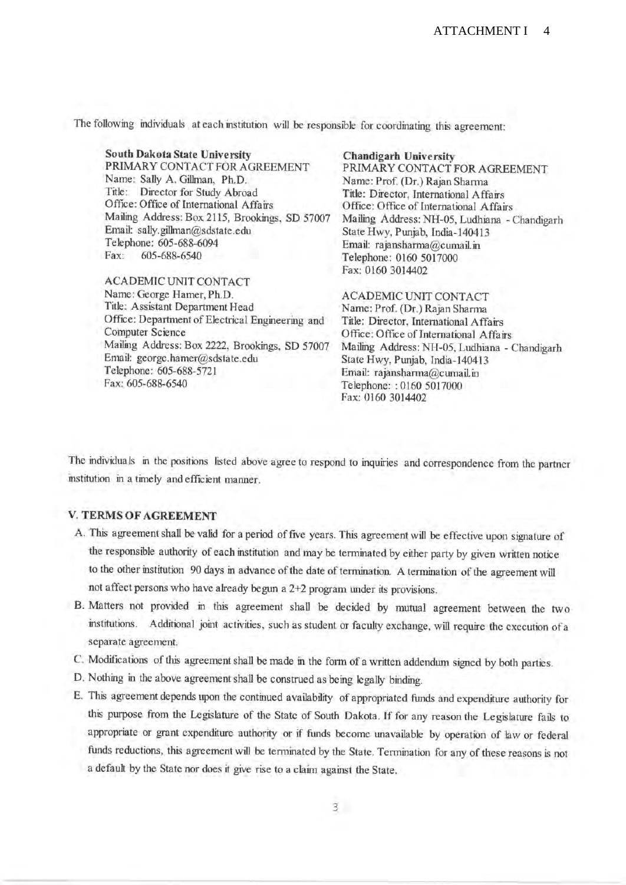The following individuals at each institution will be responsible for coordinating this agreement:

**South Dakota State University**
PRIMARY CONTACT FOR AGREEMENT
Name: Sally A. Gillman, Ph.D.
Title: Director for Study Abroad
Office: Office of International Affairs
Mailing Address: Box 2115, Brookings, SD 57007
Email: sally.gillman@sdstate.edu
Telephone: 605-688-6094
Fax: 605-688-6540

ACADEMIC UNIT CONTACT
Name: George Hamer, Ph.D.
Title: Assistant Department Head
Office: Department of Electrical Engineering and Computer Science
Mailing Address: Box 2222, Brookings, SD 57007
Email: george.hamer@sdstate.edu
Telephone: 605-688-5721
Fax: 605-688-6540

**Chandigarh University**
PRIMARY CONTACT FOR AGREEMENT
Name: Prof. (Dr.) Rajan Sharma
Title: Director, International Affairs
Office: Office of International Affairs
Mailing Address: NH-05, Ludhiana - Chandigarh State Hwy, Punjab, India-140413
Email: rajansharma@cumail.in
Telephone: 0160 5017000
Fax: 0160 3014402

ACADEMIC UNIT CONTACT
Name: Prof. (Dr.) Rajan Sharma
Title: Director, International Affairs
Office: Office of International Affairs
Mailing Address: NH-05, Ludhiana - Chandigarh State Hwy, Punjab, India-140413
Email: rajansharma@cumail.in
Telephone: : 0160 5017000
Fax: 0160 3014402

The individuals in the positions listed above agree to respond to inquiries and correspondence from the partner institution in a timely and efficient manner.

### V. TERMS OF AGREEMENT

A. This agreement shall be valid for a period of five years. This agreement will be effective upon signature of the responsible authority of each institution and may be terminated by either party by given written notice to the other institution 90 days in advance of the date of termination. A termination of the agreement will not affect persons who have already begun a 2+2 program under its provisions.

B. Matters not provided in this agreement shall be decided by mutual agreement between the two institutions. Additional joint activities, such as student or faculty exchange, will require the execution of a separate agreement.

C. Modifications of this agreement shall be made in the form of a written addendum signed by both parties.

D. Nothing in the above agreement shall be construed as being legally binding.

E. This agreement depends upon the continued availability of appropriated funds and expenditure authority for this purpose from the Legislature of the State of South Dakota. If for any reason the Legislature fails to appropriate or grant expenditure authority or if funds become unavailable by operation of law or federal funds reductions, this agreement will be terminated by the State. Termination for any of these reasons is not a default by the State nor does it give rise to a claim against the State.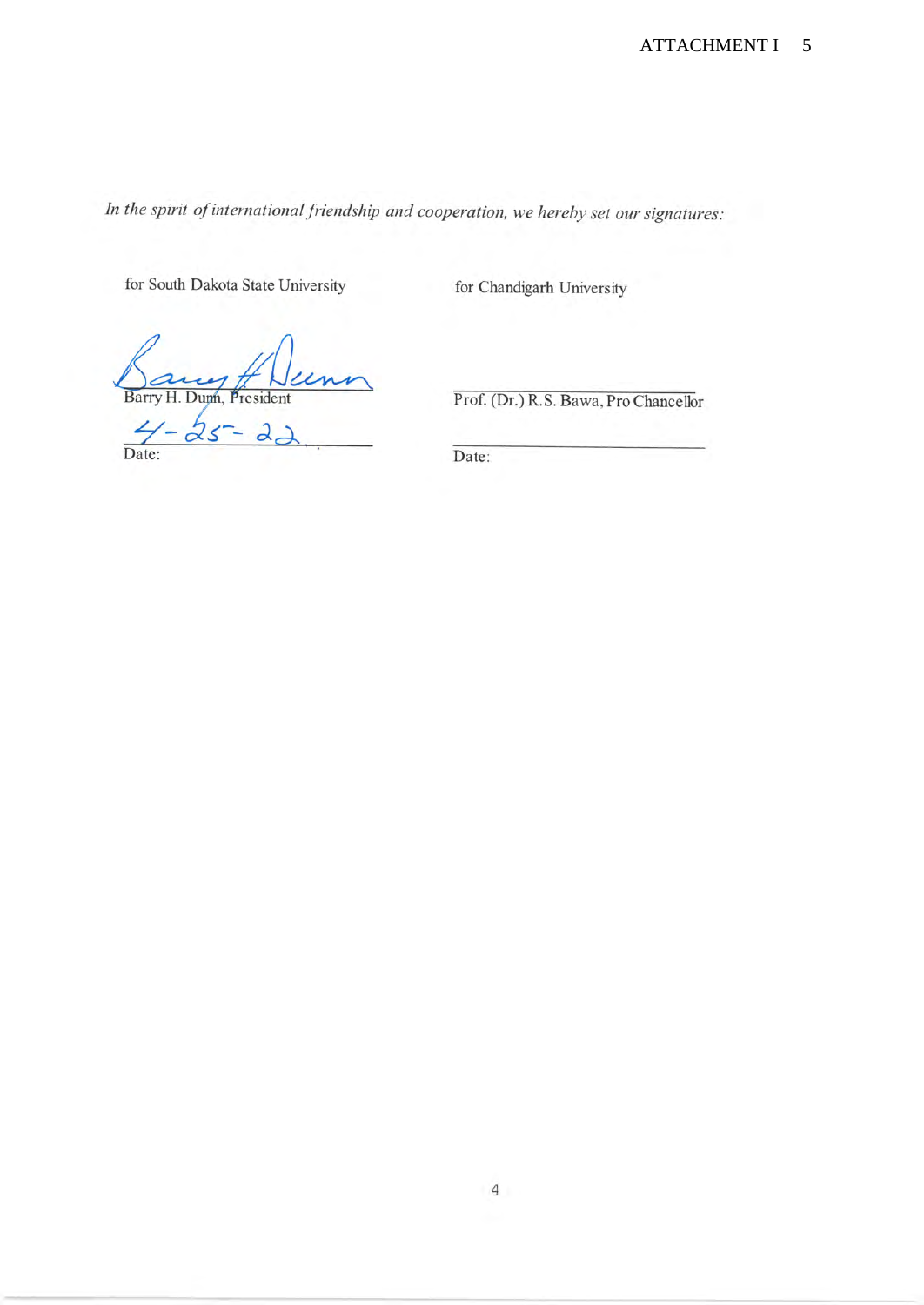*In the spirit of international friendship and cooperation, we hereby set our signatures:*

| | |
|---|---|
| for South Dakota State University | for Chandigarh University |
| Barry H. Dunn, President | Prof. (Dr.) R.S. Bawa, Pro Chancellor |
| Date: 4-25-22 | Date: |